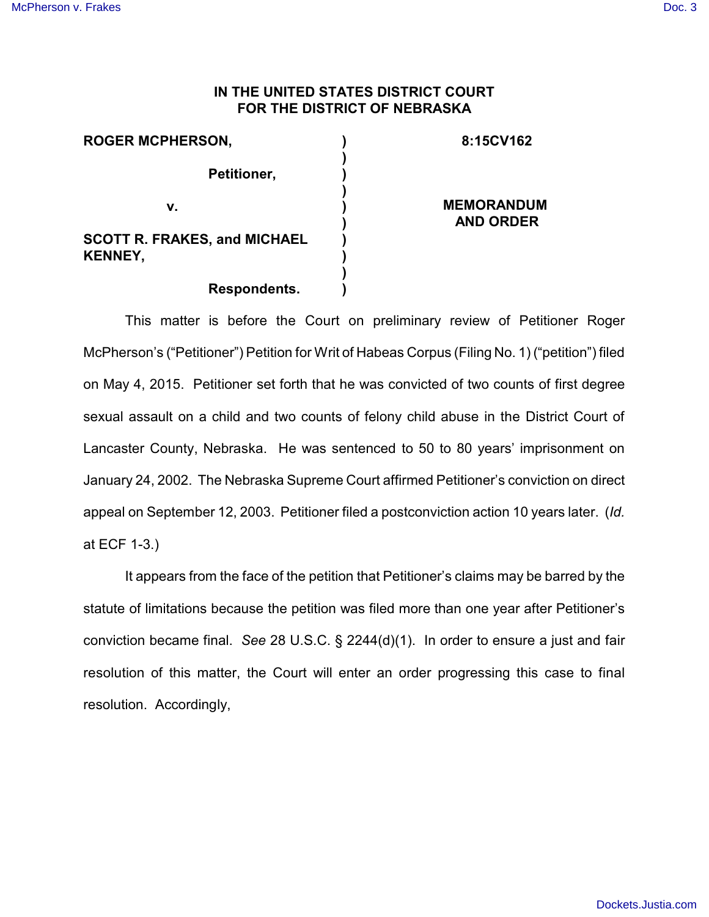**IN THE UNITED STATES DISTRICT COURT FOR THE DISTRICT OF NEBRASKA**

| | | |
|---|---|---|
| **ROGER MCPHERSON,** | ) | **8:15CV162** |
| | ) | |
| **Petitioner,** | ) | |
| | ) | |
| **v.** | ) | **MEMORANDUM AND ORDER** |
| | ) | |
| **SCOTT R. FRAKES, and MICHAEL KENNEY,** | ) | |
| | ) | |
| **Respondents.** | ) | |

This matter is before the Court on preliminary review of Petitioner Roger McPherson's ("Petitioner") Petition for Writ of Habeas Corpus (Filing No. 1) ("petition") filed on May 4, 2015. Petitioner set forth that he was convicted of two counts of first degree sexual assault on a child and two counts of felony child abuse in the District Court of Lancaster County, Nebraska. He was sentenced to 50 to 80 years' imprisonment on January 24, 2002. The Nebraska Supreme Court affirmed Petitioner's conviction on direct appeal on September 12, 2003. Petitioner filed a postconviction action 10 years later. (*Id.* at ECF 1-3.)

It appears from the face of the petition that Petitioner's claims may be barred by the statute of limitations because the petition was filed more than one year after Petitioner's conviction became final. *See* 28 U.S.C. § 2244(d)(1). In order to ensure a just and fair resolution of this matter, the Court will enter an order progressing this case to final resolution. Accordingly,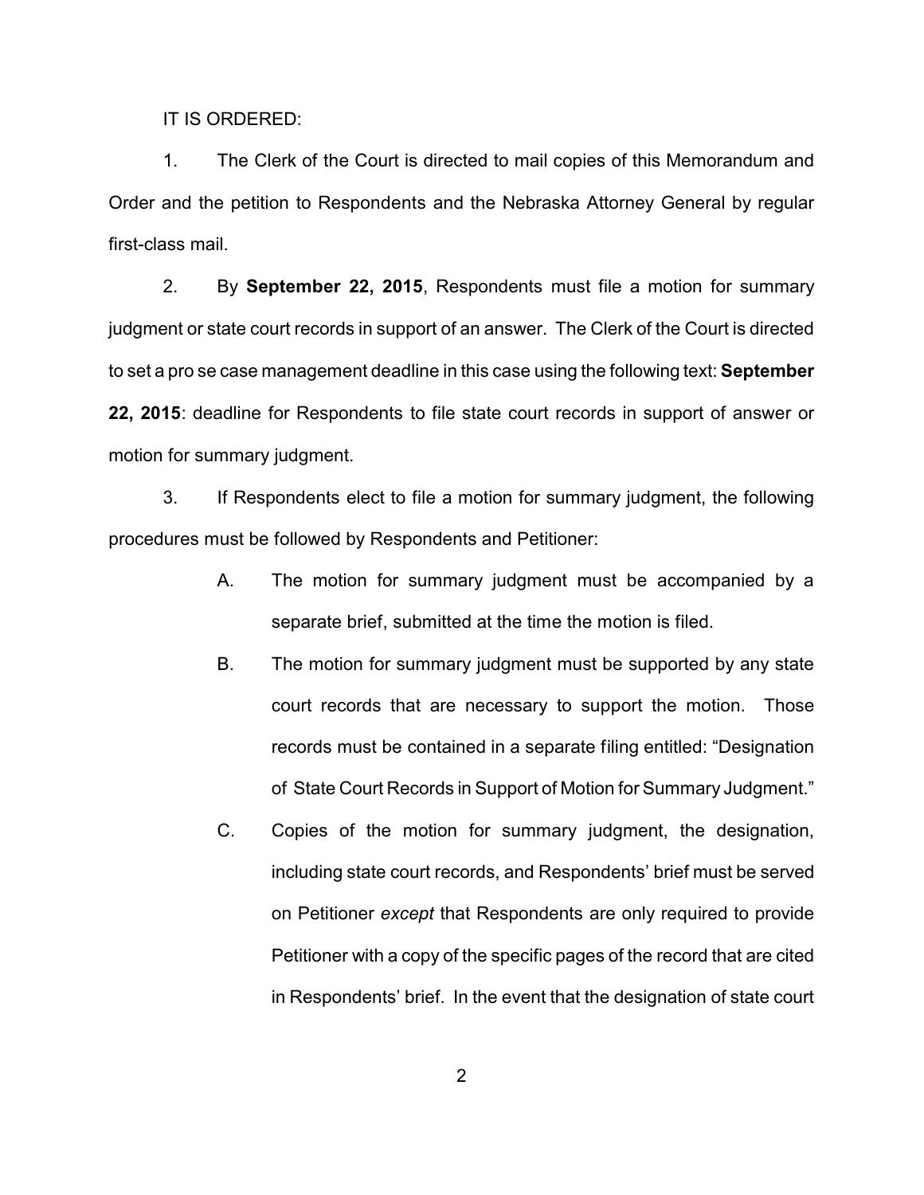IT IS ORDERED:

1. The Clerk of the Court is directed to mail copies of this Memorandum and Order and the petition to Respondents and the Nebraska Attorney General by regular first-class mail.

2. By **September 22, 2015**, Respondents must file a motion for summary judgment or state court records in support of an answer. The Clerk of the Court is directed to set a pro se case management deadline in this case using the following text: **September 22, 2015**: deadline for Respondents to file state court records in support of answer or motion for summary judgment.

3. If Respondents elect to file a motion for summary judgment, the following procedures must be followed by Respondents and Petitioner:

   A. The motion for summary judgment must be accompanied by a separate brief, submitted at the time the motion is filed.

   B. The motion for summary judgment must be supported by any state court records that are necessary to support the motion. Those records must be contained in a separate filing entitled: "Designation of State Court Records in Support of Motion for Summary Judgment."

   C. Copies of the motion for summary judgment, the designation, including state court records, and Respondents' brief must be served on Petitioner *except* that Respondents are only required to provide Petitioner with a copy of the specific pages of the record that are cited in Respondents' brief. In the event that the designation of state court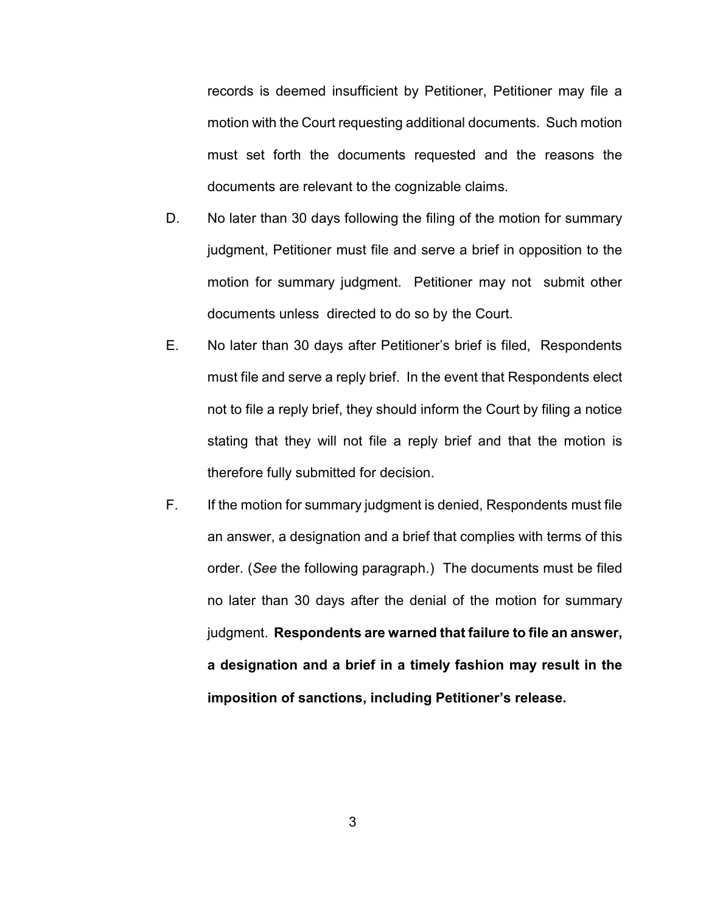records is deemed insufficient by Petitioner, Petitioner may file a motion with the Court requesting additional documents. Such motion must set forth the documents requested and the reasons the documents are relevant to the cognizable claims.

D. No later than 30 days following the filing of the motion for summary judgment, Petitioner must file and serve a brief in opposition to the motion for summary judgment. Petitioner may not submit other documents unless directed to do so by the Court.

E. No later than 30 days after Petitioner's brief is filed, Respondents must file and serve a reply brief. In the event that Respondents elect not to file a reply brief, they should inform the Court by filing a notice stating that they will not file a reply brief and that the motion is therefore fully submitted for decision.

F. If the motion for summary judgment is denied, Respondents must file an answer, a designation and a brief that complies with terms of this order. (*See* the following paragraph.) The documents must be filed no later than 30 days after the denial of the motion for summary judgment. **Respondents are warned that failure to file an answer, a designation and a brief in a timely fashion may result in the imposition of sanctions, including Petitioner's release.**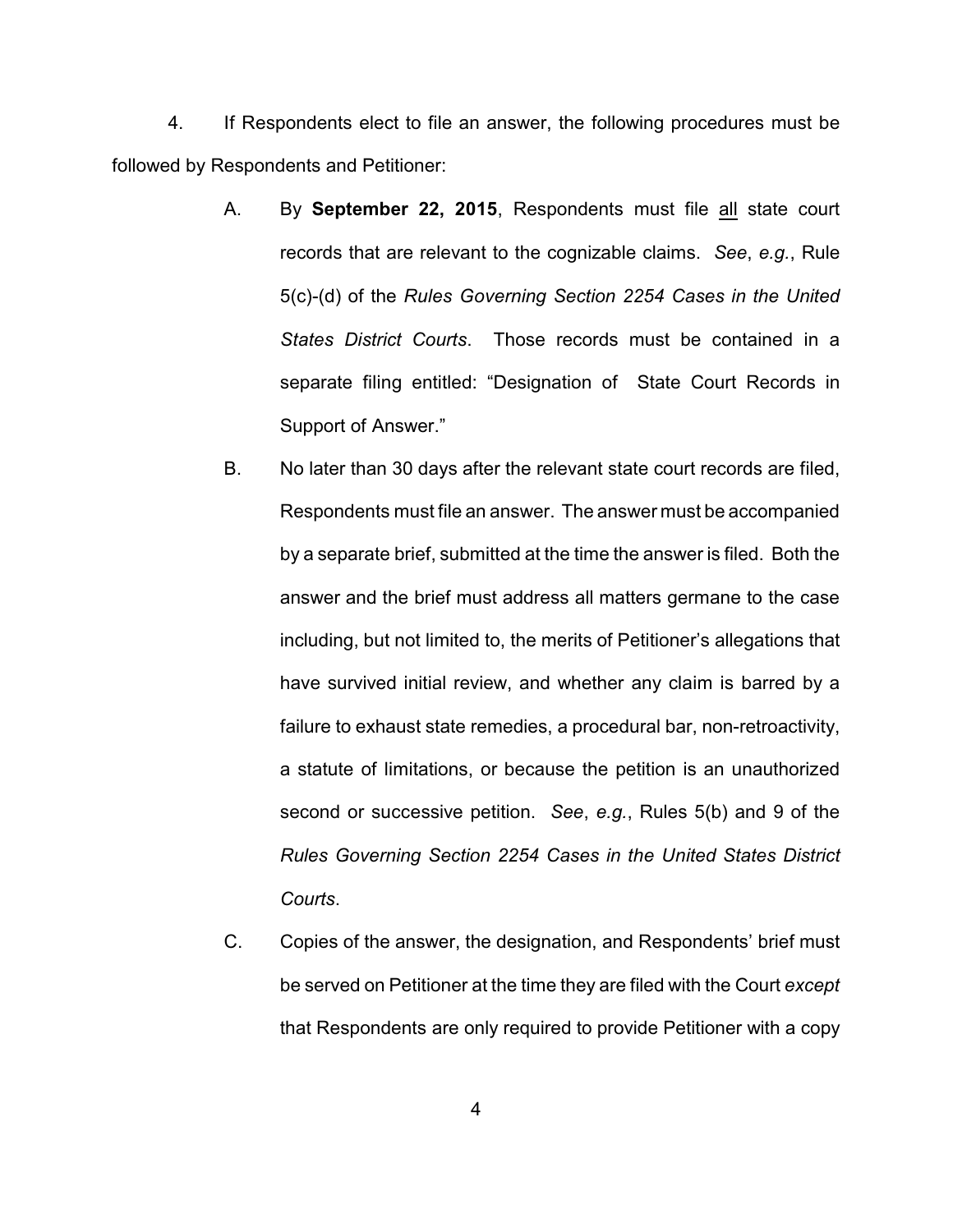4. If Respondents elect to file an answer, the following procedures must be followed by Respondents and Petitioner:

A. By **September 22, 2015**, Respondents must file all state court records that are relevant to the cognizable claims. *See*, *e.g.*, Rule 5(c)-(d) of the *Rules Governing Section 2254 Cases in the United States District Courts*. Those records must be contained in a separate filing entitled: "Designation of State Court Records in Support of Answer."

B. No later than 30 days after the relevant state court records are filed, Respondents must file an answer. The answer must be accompanied by a separate brief, submitted at the time the answer is filed. Both the answer and the brief must address all matters germane to the case including, but not limited to, the merits of Petitioner's allegations that have survived initial review, and whether any claim is barred by a failure to exhaust state remedies, a procedural bar, non-retroactivity, a statute of limitations, or because the petition is an unauthorized second or successive petition. *See*, *e.g.*, Rules 5(b) and 9 of the *Rules Governing Section 2254 Cases in the United States District Courts*.

C. Copies of the answer, the designation, and Respondents' brief must be served on Petitioner at the time they are filed with the Court *except* that Respondents are only required to provide Petitioner with a copy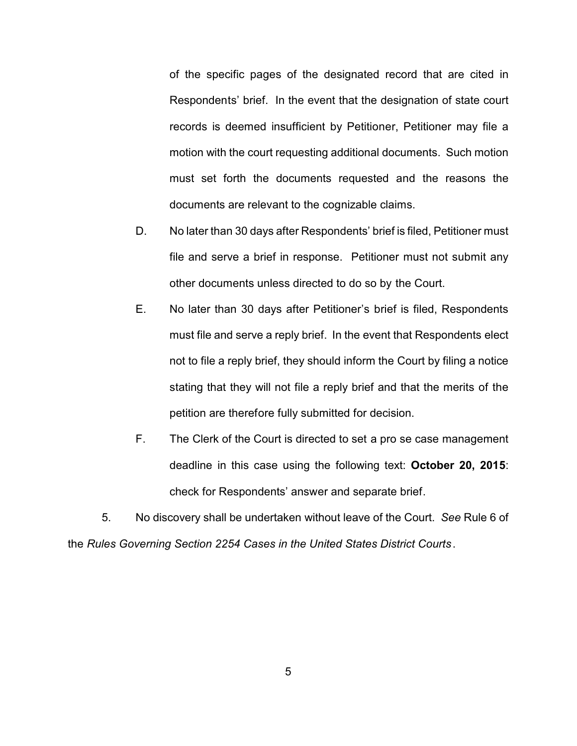of the specific pages of the designated record that are cited in Respondents' brief. In the event that the designation of state court records is deemed insufficient by Petitioner, Petitioner may file a motion with the court requesting additional documents. Such motion must set forth the documents requested and the reasons the documents are relevant to the cognizable claims.

D. No later than 30 days after Respondents' brief is filed, Petitioner must file and serve a brief in response. Petitioner must not submit any other documents unless directed to do so by the Court.

E. No later than 30 days after Petitioner's brief is filed, Respondents must file and serve a reply brief. In the event that Respondents elect not to file a reply brief, they should inform the Court by filing a notice stating that they will not file a reply brief and that the merits of the petition are therefore fully submitted for decision.

F. The Clerk of the Court is directed to set a pro se case management deadline in this case using the following text: **October 20, 2015**: check for Respondents' answer and separate brief.

5. No discovery shall be undertaken without leave of the Court. *See* Rule 6 of the *Rules Governing Section 2254 Cases in the United States District Courts*.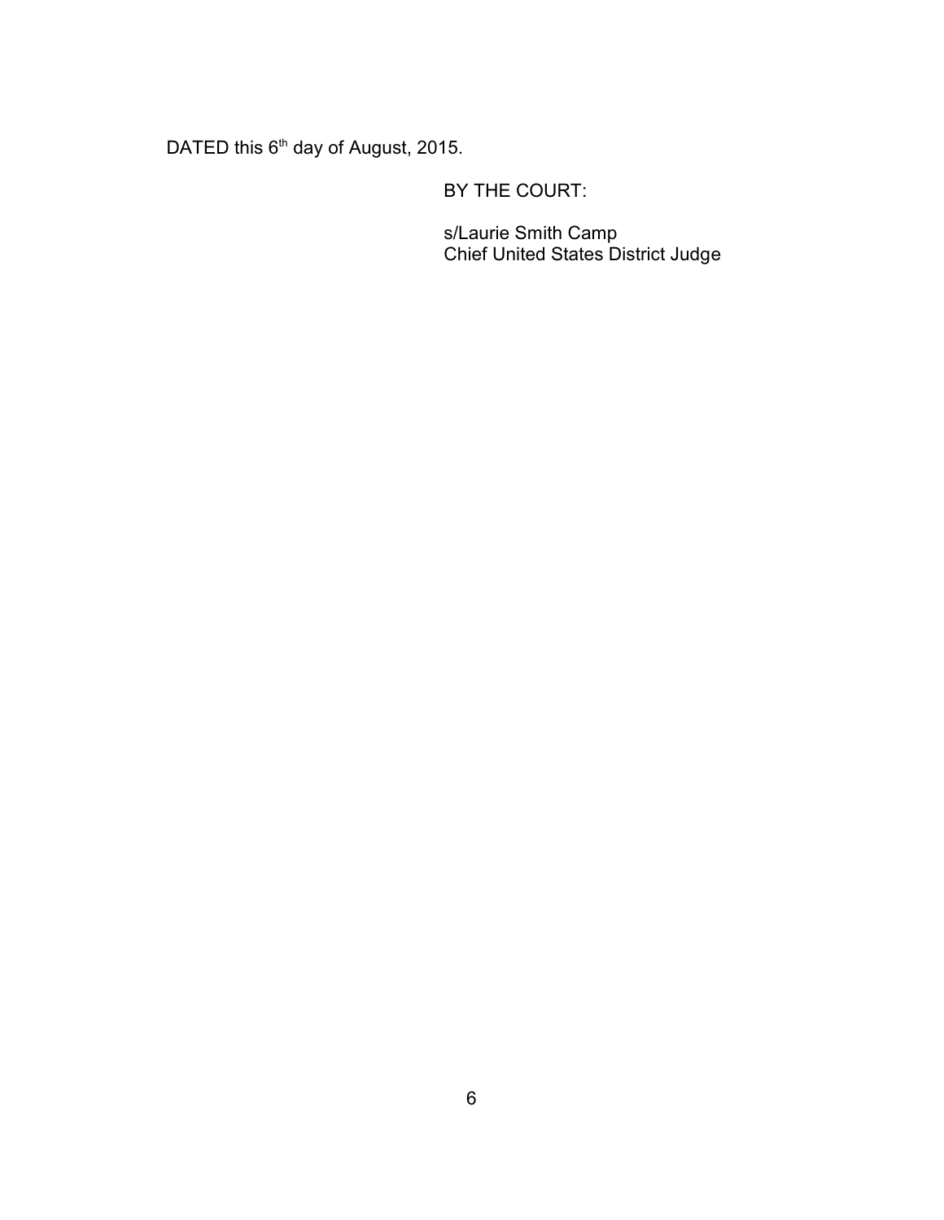DATED this 6th day of August, 2015.

BY THE COURT:

s/Laurie Smith Camp
Chief United States District Judge